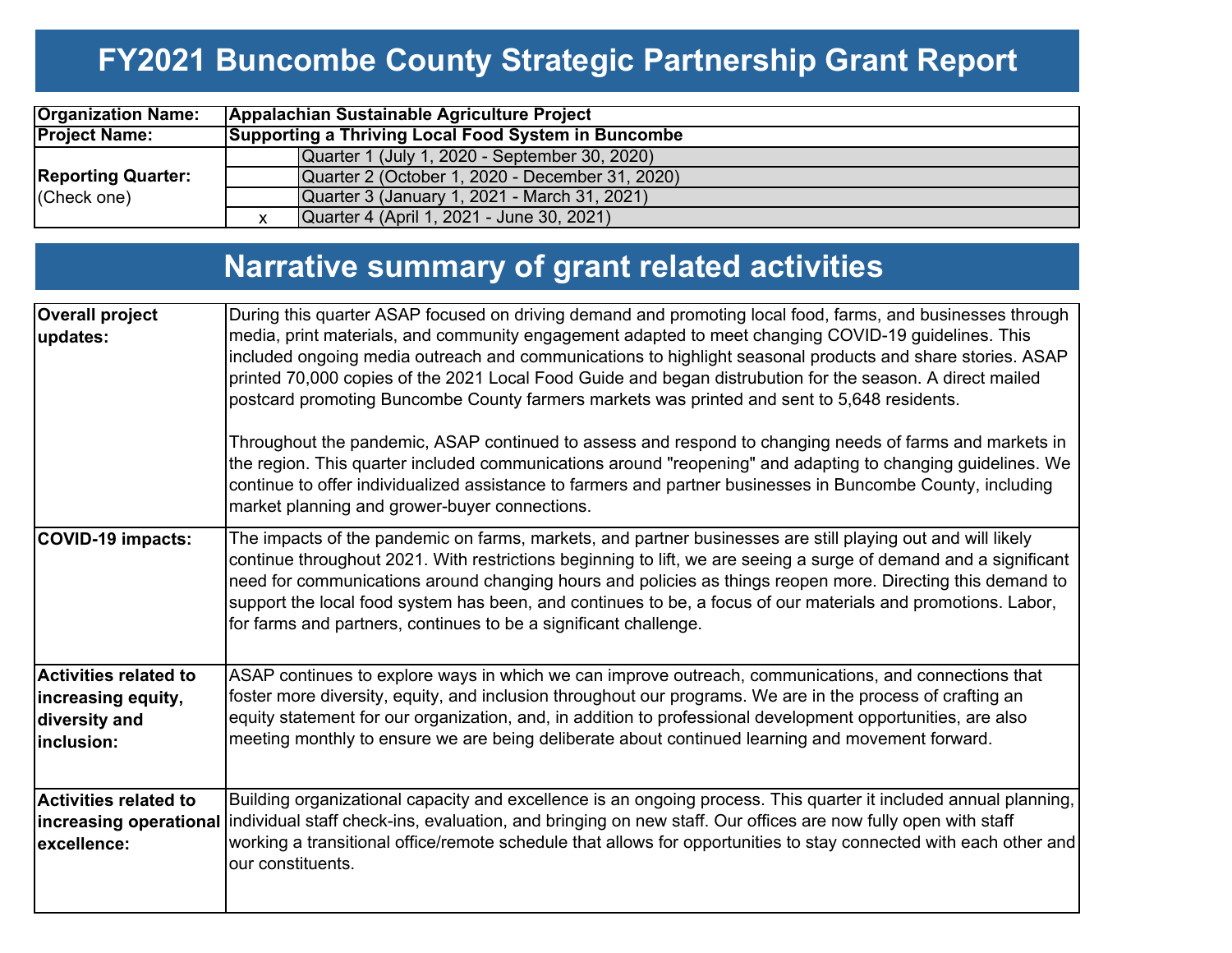# FY2021 Buncombe County Strategic Partnership Grant Report

| | | |
|---|---|---|
| **Organization Name:** | **Appalachian Sustainable Agriculture Project** | |
| **Project Name:** | **Supporting a Thriving Local Food System in Buncombe** | |
| **Reporting Quarter:** (Check one) | | Quarter 1 (July 1, 2020 - September 30, 2020) |
| | | Quarter 2 (October 1, 2020 - December 31, 2020) |
| | | Quarter 3 (January 1, 2021 - March 31, 2021) |
| | x | Quarter 4 (April 1, 2021 - June 30, 2021) |

# Narrative summary of grant related activities

| | |
|---|---|
| **Overall project updates:** | During this quarter ASAP focused on driving demand and promoting local food, farms, and businesses through media, print materials, and community engagement adapted to meet changing COVID-19 guidelines. This included ongoing media outreach and communications to highlight seasonal products and share stories. ASAP printed 70,000 copies of the 2021 Local Food Guide and began distrubution for the season. A direct mailed postcard promoting Buncombe County farmers markets was printed and sent to 5,648 residents.<br><br>Throughout the pandemic, ASAP continued to assess and respond to changing needs of farms and markets in the region. This quarter included communications around "reopening" and adapting to changing guidelines. We continue to offer individualized assistance to farmers and partner businesses in Buncombe County, including market planning and grower-buyer connections. |
| **COVID-19 impacts:** | The impacts of the pandemic on farms, markets, and partner businesses are still playing out and will likely continue throughout 2021. With restrictions beginning to lift, we are seeing a surge of demand and a significant need for communications around changing hours and policies as things reopen more. Directing this demand to support the local food system has been, and continues to be, a focus of our materials and promotions. Labor, for farms and partners, continues to be a significant challenge. |
| **Activities related to increasing equity, diversity and inclusion:** | ASAP continues to explore ways in which we can improve outreach, communications, and connections that foster more diversity, equity, and inclusion throughout our programs. We are in the process of crafting an equity statement for our organization, and, in addition to professional development opportunities, are also meeting monthly to ensure we are being deliberate about continued learning and movement forward. |
| **Activities related to increasing operational excellence:** | Building organizational capacity and excellence is an ongoing process. This quarter it included annual planning, individual staff check-ins, evaluation, and bringing on new staff. Our offices are now fully open with staff working a transitional office/remote schedule that allows for opportunities to stay connected with each other and our constituents. |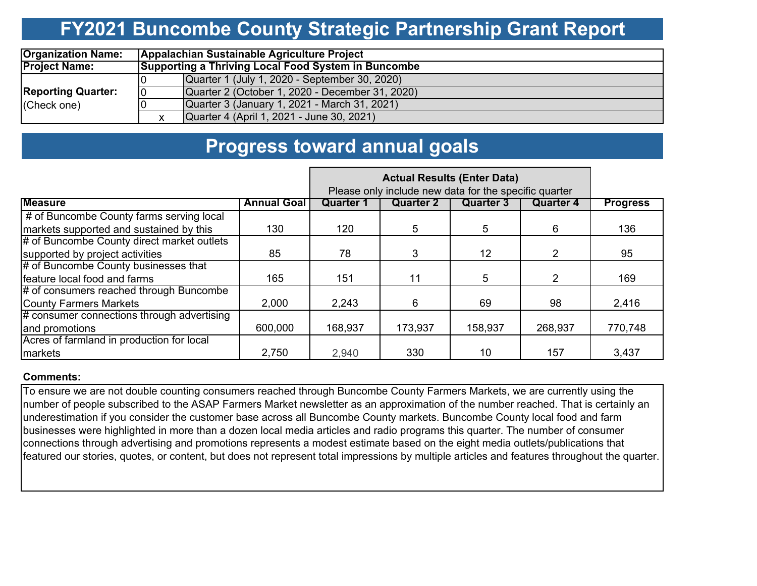# FY2021 Buncombe County Strategic Partnership Grant Report

| | | |
|---|---|---|
| **Organization Name:** | **Appalachian Sustainable Agriculture Project** | |
| **Project Name:** | **Supporting a Thriving Local Food System in Buncombe** | |
| **Reporting Quarter:** (Check one) | 0 | Quarter 1 (July 1, 2020 - September 30, 2020) |
| | 0 | Quarter 2 (October 1, 2020 - December 31, 2020) |
| | 0 | Quarter 3 (January 1, 2021 - March 31, 2021) |
| | x | Quarter 4 (April 1, 2021 - June 30, 2021) |

# Progress toward annual goals

| | | Actual Results (Enter Data) Please only include new data for the specific quarter | | | | |
|---|---|---|---|---|---|---|
| **Measure** | **Annual Goal** | **Quarter 1** | **Quarter 2** | **Quarter 3** | **Quarter 4** | **Progress** |
| # of Buncombe County farms serving local markets supported and sustained by this | 130 | 120 | 5 | 5 | 6 | 136 |
| # of Buncombe County direct market outlets supported by project activities | 85 | 78 | 3 | 12 | 2 | 95 |
| # of Buncombe County businesses that feature local food and farms | 165 | 151 | 11 | 5 | 2 | 169 |
| # of consumers reached through Buncombe County Farmers Markets | 2,000 | 2,243 | 6 | 69 | 98 | 2,416 |
| # consumer connections through advertising and promotions | 600,000 | 168,937 | 173,937 | 158,937 | 268,937 | 770,748 |
| Acres of farmland in production for local markets | 2,750 | 2,940 | 330 | 10 | 157 | 3,437 |

**Comments:**

To ensure we are not double counting consumers reached through Buncombe County Farmers Markets, we are currently using the number of people subscribed to the ASAP Farmers Market newsletter as an approximation of the number reached. That is certainly an underestimation if you consider the customer base across all Buncombe County markets. Buncombe County local food and farm businesses were highlighted in more than a dozen local media articles and radio programs this quarter. The number of consumer connections through advertising and promotions represents a modest estimate based on the eight media outlets/publications that featured our stories, quotes, or content, but does not represent total impressions by multiple articles and features throughout the quarter.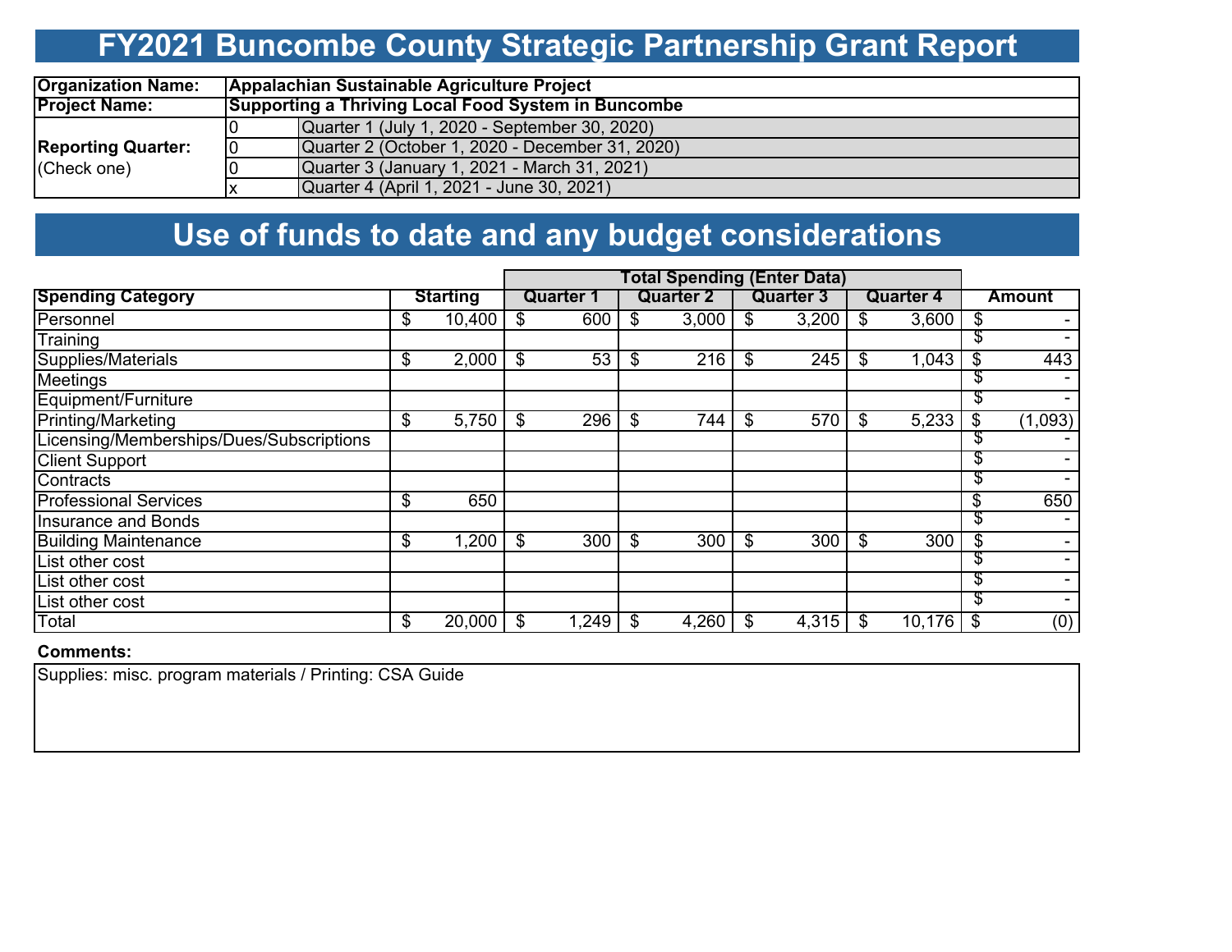# FY2021 Buncombe County Strategic Partnership Grant Report

| | | |
|---|---|---|
| **Organization Name:** | **Appalachian Sustainable Agriculture Project** | |
| **Project Name:** | **Supporting a Thriving Local Food System in Buncombe** | |
| **Reporting Quarter:** (Check one) | 0 | Quarter 1 (July 1, 2020 - September 30, 2020) |
| | 0 | Quarter 2 (October 1, 2020 - December 31, 2020) |
| | 0 | Quarter 3 (January 1, 2021 - March 31, 2021) |
| | x | Quarter 4 (April 1, 2021 - June 30, 2021) |

# Use of funds to date and any budget considerations

| | | Total Spending (Enter Data) | | | | |
|---|---|---|---|---|---|---|
| **Spending Category** | **Starting** | **Quarter 1** | **Quarter 2** | **Quarter 3** | **Quarter 4** | **Amount** |
| Personnel | $ 10,400 | $ 600 | $ 3,000 | $ 3,200 | $ 3,600 | $ - |
| Training | | | | | | $ - |
| Supplies/Materials | $ 2,000 | $ 53 | $ 216 | $ 245 | $ 1,043 | $ 443 |
| Meetings | | | | | | $ - |
| Equipment/Furniture | | | | | | $ - |
| Printing/Marketing | $ 5,750 | $ 296 | $ 744 | $ 570 | $ 5,233 | $ (1,093) |
| Licensing/Memberships/Dues/Subscriptions | | | | | | $ - |
| Client Support | | | | | | $ - |
| Contracts | | | | | | $ - |
| Professional Services | $ 650 | | | | | $ 650 |
| Insurance and Bonds | | | | | | $ - |
| Building Maintenance | $ 1,200 | $ 300 | $ 300 | $ 300 | $ 300 | $ - |
| List other cost | | | | | | $ - |
| List other cost | | | | | | $ - |
| List other cost | | | | | | $ - |
| Total | $ 20,000 | $ 1,249 | $ 4,260 | $ 4,315 | $ 10,176 | $ (0) |

**Comments:**

Supplies: misc. program materials / Printing: CSA Guide